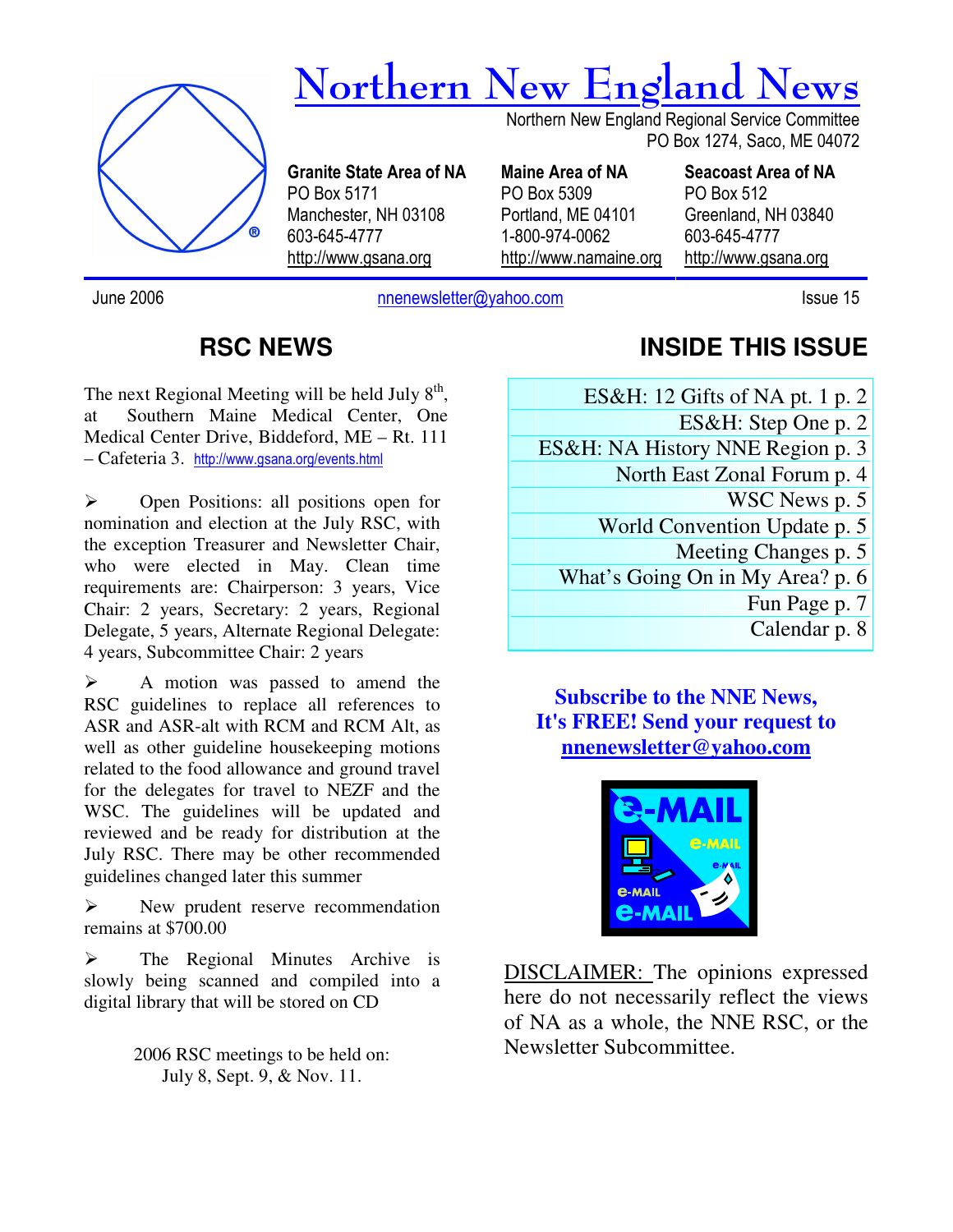# Northern New England News

Northern New England Regional Service Committee
PO Box 1274, Saco, ME 04072

**Granite State Area of NA**
PO Box 5171
Manchester, NH 03108
603-645-4777
http://www.gsana.org

**Maine Area of NA**
PO Box 5309
Portland, ME 04101
1-800-974-0062
http://www.namaine.org

**Seacoast Area of NA**
PO Box 512
Greenland, NH 03840
603-645-4777
http://www.gsana.org

June 2006 — nnenewsletter@yahoo.com — Issue 15

## RSC NEWS

The next Regional Meeting will be held July 8th, at Southern Maine Medical Center, One Medical Center Drive, Biddeford, ME – Rt. 111 – Cafeteria 3. http://www.gsana.org/events.html

- Open Positions: all positions open for nomination and election at the July RSC, with the exception Treasurer and Newsletter Chair, who were elected in May. Clean time requirements are: Chairperson: 3 years, Vice Chair: 2 years, Secretary: 2 years, Regional Delegate, 5 years, Alternate Regional Delegate: 4 years, Subcommittee Chair: 2 years
- A motion was passed to amend the RSC guidelines to replace all references to ASR and ASR-alt with RCM and RCM Alt, as well as other guideline housekeeping motions related to the food allowance and ground travel for the delegates for travel to NEZF and the WSC. The guidelines will be updated and reviewed and be ready for distribution at the July RSC. There may be other recommended guidelines changed later this summer
- New prudent reserve recommendation remains at $700.00
- The Regional Minutes Archive is slowly being scanned and compiled into a digital library that will be stored on CD

2006 RSC meetings to be held on:
July 8, Sept. 9, & Nov. 11.

## INSIDE THIS ISSUE

| | |
|---|---|
| ES&H: 12 Gifts of NA pt. 1 | p. 2 |
| ES&H: Step One | p. 2 |
| ES&H: NA History NNE Region | p. 3 |
| North East Zonal Forum | p. 4 |
| WSC News | p. 5 |
| World Convention Update | p. 5 |
| Meeting Changes | p. 5 |
| What's Going On in My Area? | p. 6 |
| Fun Page | p. 7 |
| Calendar | p. 8 |

**Subscribe to the NNE News, It's FREE! Send your request to nnenewsletter@yahoo.com**

DISCLAIMER: The opinions expressed here do not necessarily reflect the views of NA as a whole, the NNE RSC, or the Newsletter Subcommittee.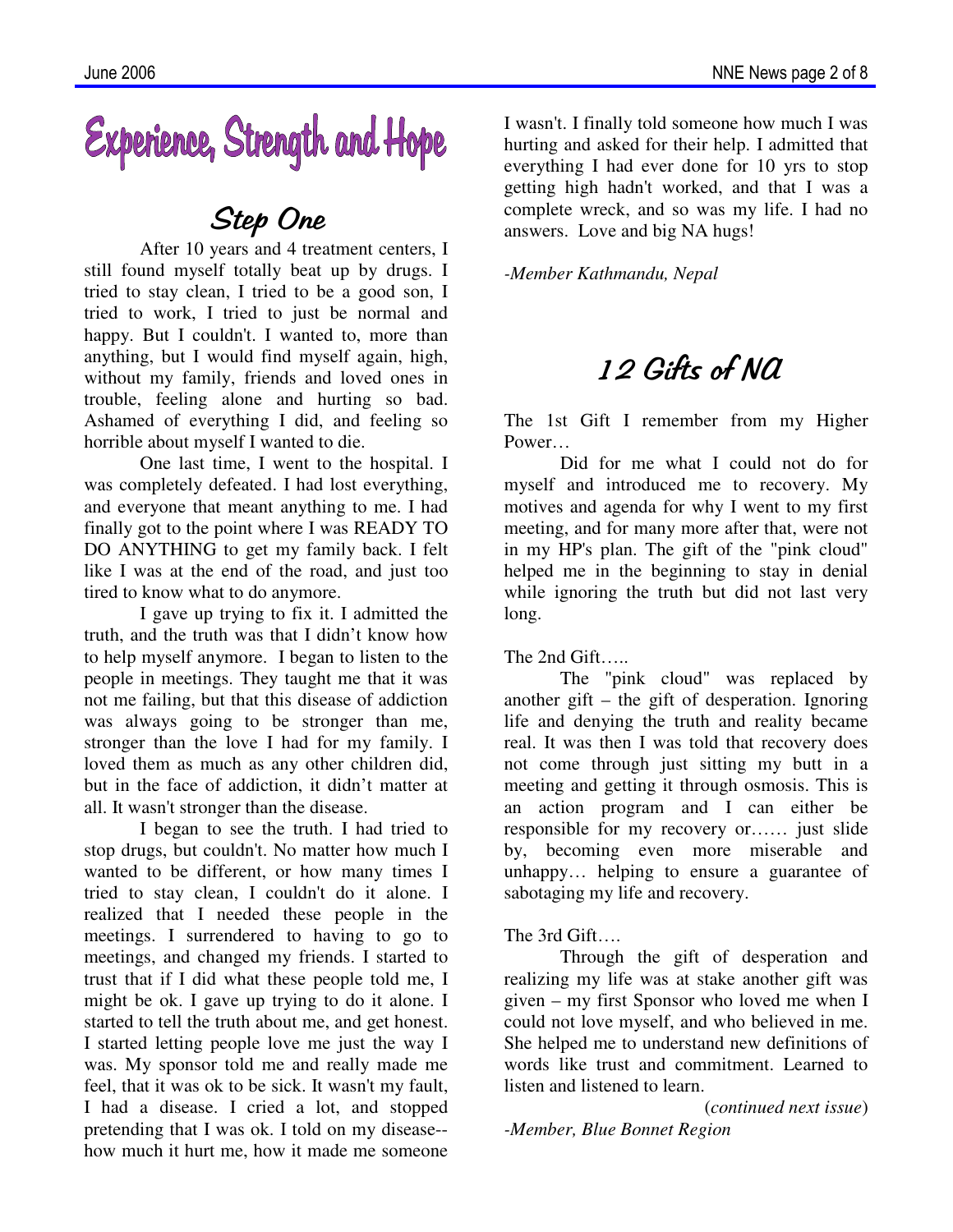# Experience, Strength and Hope

## Step One

After 10 years and 4 treatment centers, I still found myself totally beat up by drugs. I tried to stay clean, I tried to be a good son, I tried to work, I tried to just be normal and happy. But I couldn't. I wanted to, more than anything, but I would find myself again, high, without my family, friends and loved ones in trouble, feeling alone and hurting so bad. Ashamed of everything I did, and feeling so horrible about myself I wanted to die.

One last time, I went to the hospital. I was completely defeated. I had lost everything, and everyone that meant anything to me. I had finally got to the point where I was READY TO DO ANYTHING to get my family back. I felt like I was at the end of the road, and just too tired to know what to do anymore.

I gave up trying to fix it. I admitted the truth, and the truth was that I didn't know how to help myself anymore. I began to listen to the people in meetings. They taught me that it was not me failing, but that this disease of addiction was always going to be stronger than me, stronger than the love I had for my family. I loved them as much as any other children did, but in the face of addiction, it didn't matter at all. It wasn't stronger than the disease.

I began to see the truth. I had tried to stop drugs, but couldn't. No matter how much I wanted to be different, or how many times I tried to stay clean, I couldn't do it alone. I realized that I needed these people in the meetings. I surrendered to having to go to meetings, and changed my friends. I started to trust that if I did what these people told me, I might be ok. I gave up trying to do it alone. I started to tell the truth about me, and get honest. I started letting people love me just the way I was. My sponsor told me and really made me feel, that it was ok to be sick. It wasn't my fault, I had a disease. I cried a lot, and stopped pretending that I was ok. I told on my disease--how much it hurt me, how it made me someone I wasn't. I finally told someone how much I was hurting and asked for their help. I admitted that everything I had ever done for 10 yrs to stop getting high hadn't worked, and that I was a complete wreck, and so was my life. I had no answers. Love and big NA hugs!

*-Member Kathmandu, Nepal*

## 12 Gifts of NA

The 1st Gift I remember from my Higher Power…

Did for me what I could not do for myself and introduced me to recovery. My motives and agenda for why I went to my first meeting, and for many more after that, were not in my HP's plan. The gift of the "pink cloud" helped me in the beginning to stay in denial while ignoring the truth but did not last very long.

The 2nd Gift…..

The "pink cloud" was replaced by another gift – the gift of desperation. Ignoring life and denying the truth and reality became real. It was then I was told that recovery does not come through just sitting my butt in a meeting and getting it through osmosis. This is an action program and I can either be responsible for my recovery or…… just slide by, becoming even more miserable and unhappy… helping to ensure a guarantee of sabotaging my life and recovery.

The 3rd Gift….

Through the gift of desperation and realizing my life was at stake another gift was given – my first Sponsor who loved me when I could not love myself, and who believed in me. She helped me to understand new definitions of words like trust and commitment. Learned to listen and listened to learn.

(*continued next issue*)

*-Member, Blue Bonnet Region*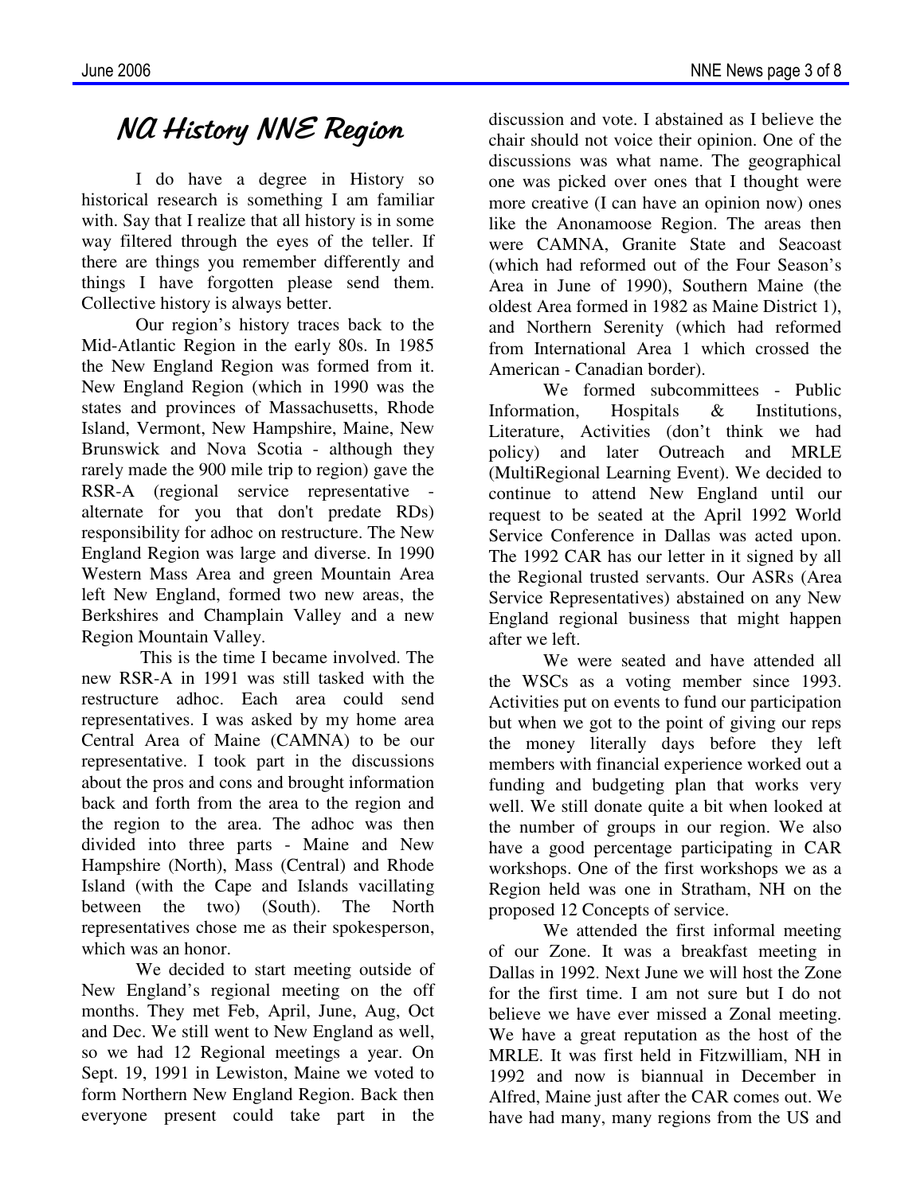# NA History NNE Region

I do have a degree in History so historical research is something I am familiar with. Say that I realize that all history is in some way filtered through the eyes of the teller. If there are things you remember differently and things I have forgotten please send them. Collective history is always better.

Our region's history traces back to the Mid-Atlantic Region in the early 80s. In 1985 the New England Region was formed from it. New England Region (which in 1990 was the states and provinces of Massachusetts, Rhode Island, Vermont, New Hampshire, Maine, New Brunswick and Nova Scotia - although they rarely made the 900 mile trip to region) gave the RSR-A (regional service representative - alternate for you that don't predate RDs) responsibility for adhoc on restructure. The New England Region was large and diverse. In 1990 Western Mass Area and green Mountain Area left New England, formed two new areas, the Berkshires and Champlain Valley and a new Region Mountain Valley.

This is the time I became involved. The new RSR-A in 1991 was still tasked with the restructure adhoc. Each area could send representatives. I was asked by my home area Central Area of Maine (CAMNA) to be our representative. I took part in the discussions about the pros and cons and brought information back and forth from the area to the region and the region to the area. The adhoc was then divided into three parts - Maine and New Hampshire (North), Mass (Central) and Rhode Island (with the Cape and Islands vacillating between the two) (South). The North representatives chose me as their spokesperson, which was an honor.

We decided to start meeting outside of New England's regional meeting on the off months. They met Feb, April, June, Aug, Oct and Dec. We still went to New England as well, so we had 12 Regional meetings a year. On Sept. 19, 1991 in Lewiston, Maine we voted to form Northern New England Region. Back then everyone present could take part in the discussion and vote. I abstained as I believe the chair should not voice their opinion. One of the discussions was what name. The geographical one was picked over ones that I thought were more creative (I can have an opinion now) ones like the Anonamoose Region. The areas then were CAMNA, Granite State and Seacoast (which had reformed out of the Four Season's Area in June of 1990), Southern Maine (the oldest Area formed in 1982 as Maine District 1), and Northern Serenity (which had reformed from International Area 1 which crossed the American - Canadian border).

We formed subcommittees - Public Information, Hospitals & Institutions, Literature, Activities (don't think we had policy) and later Outreach and MRLE (MultiRegional Learning Event). We decided to continue to attend New England until our request to be seated at the April 1992 World Service Conference in Dallas was acted upon. The 1992 CAR has our letter in it signed by all the Regional trusted servants. Our ASRs (Area Service Representatives) abstained on any New England regional business that might happen after we left.

We were seated and have attended all the WSCs as a voting member since 1993. Activities put on events to fund our participation but when we got to the point of giving our reps the money literally days before they left members with financial experience worked out a funding and budgeting plan that works very well. We still donate quite a bit when looked at the number of groups in our region. We also have a good percentage participating in CAR workshops. One of the first workshops we as a Region held was one in Stratham, NH on the proposed 12 Concepts of service.

We attended the first informal meeting of our Zone. It was a breakfast meeting in Dallas in 1992. Next June we will host the Zone for the first time. I am not sure but I do not believe we have ever missed a Zonal meeting. We have a great reputation as the host of the MRLE. It was first held in Fitzwilliam, NH in 1992 and now is biannual in December in Alfred, Maine just after the CAR comes out. We have had many, many regions from the US and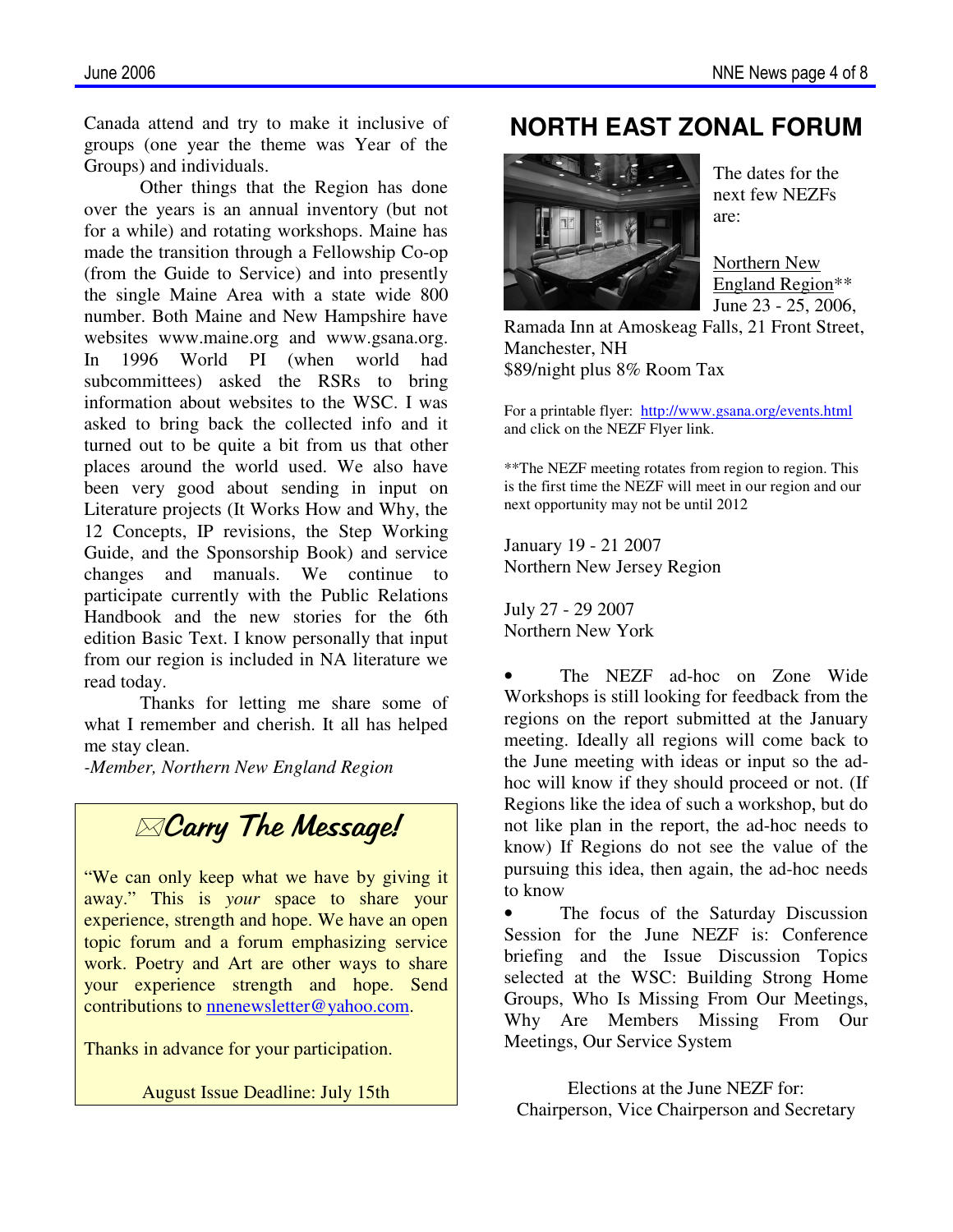Canada attend and try to make it inclusive of groups (one year the theme was Year of the Groups) and individuals.

Other things that the Region has done over the years is an annual inventory (but not for a while) and rotating workshops. Maine has made the transition through a Fellowship Co-op (from the Guide to Service) and into presently the single Maine Area with a state wide 800 number. Both Maine and New Hampshire have websites www.maine.org and www.gsana.org. In 1996 World PI (when world had subcommittees) asked the RSRs to bring information about websites to the WSC. I was asked to bring back the collected info and it turned out to be quite a bit from us that other places around the world used. We also have been very good about sending in input on Literature projects (It Works How and Why, the 12 Concepts, IP revisions, the Step Working Guide, and the Sponsorship Book) and service changes and manuals. We continue to participate currently with the Public Relations Handbook and the new stories for the 6th edition Basic Text. I know personally that input from our region is included in NA literature we read today.

Thanks for letting me share some of what I remember and cherish. It all has helped me stay clean.

*-Member, Northern New England Region*

## ✉Carry The Message!

"We can only keep what we have by giving it away." This is *your* space to share your experience, strength and hope. We have an open topic forum and a forum emphasizing service work. Poetry and Art are other ways to share your experience strength and hope. Send contributions to nnenewsletter@yahoo.com.

Thanks in advance for your participation.

August Issue Deadline: July 15th

# NORTH EAST ZONAL FORUM

The dates for the next few NEZFs are:

Northern New England Region**
June 23 - 25, 2006,
Ramada Inn at Amoskeag Falls, 21 Front Street, Manchester, NH
$89/night plus 8% Room Tax

For a printable flyer: http://www.gsana.org/events.html and click on the NEZF Flyer link.

**The NEZF meeting rotates from region to region. This is the first time the NEZF will meet in our region and our next opportunity may not be until 2012

January 19 - 21 2007
Northern New Jersey Region

July 27 - 29 2007
Northern New York

- The NEZF ad-hoc on Zone Wide Workshops is still looking for feedback from the regions on the report submitted at the January meeting. Ideally all regions will come back to the June meeting with ideas or input so the ad-hoc will know if they should proceed or not. (If Regions like the idea of such a workshop, but do not like plan in the report, the ad-hoc needs to know) If Regions do not see the value of the pursuing this idea, then again, the ad-hoc needs to know
- The focus of the Saturday Discussion Session for the June NEZF is: Conference briefing and the Issue Discussion Topics selected at the WSC: Building Strong Home Groups, Who Is Missing From Our Meetings, Why Are Members Missing From Our Meetings, Our Service System

Elections at the June NEZF for:
Chairperson, Vice Chairperson and Secretary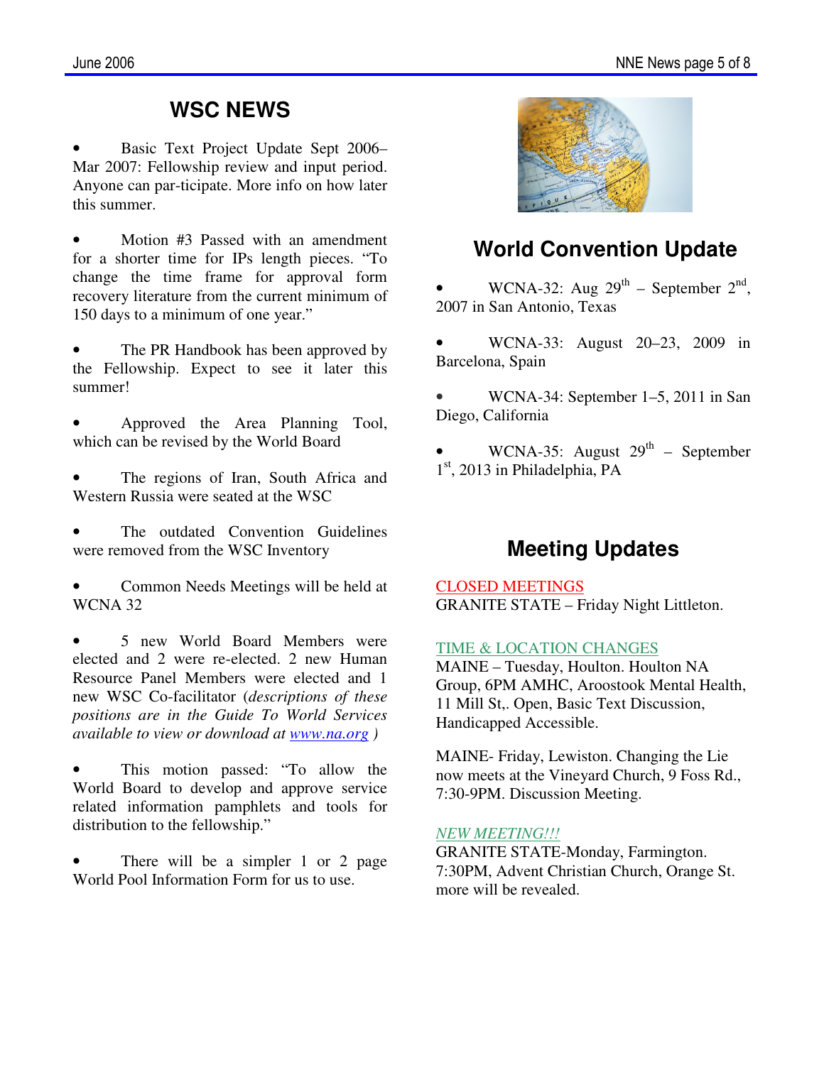## WSC NEWS

- Basic Text Project Update Sept 2006–Mar 2007: Fellowship review and input period. Anyone can par-ticipate. More info on how later this summer.

- Motion #3 Passed with an amendment for a shorter time for IPs length pieces. "To change the time frame for approval form recovery literature from the current minimum of 150 days to a minimum of one year."

- The PR Handbook has been approved by the Fellowship. Expect to see it later this summer!

- Approved the Area Planning Tool, which can be revised by the World Board

- The regions of Iran, South Africa and Western Russia were seated at the WSC

- The outdated Convention Guidelines were removed from the WSC Inventory

- Common Needs Meetings will be held at WCNA 32

- 5 new World Board Members were elected and 2 were re-elected. 2 new Human Resource Panel Members were elected and 1 new WSC Co-facilitator (*descriptions of these positions are in the Guide To World Services available to view or download at www.na.org* )

- This motion passed: "To allow the World Board to develop and approve service related information pamphlets and tools for distribution to the fellowship."

- There will be a simpler 1 or 2 page World Pool Information Form for us to use.

## World Convention Update

- WCNA-32: Aug 29th – September 2nd, 2007 in San Antonio, Texas

- WCNA-33: August 20–23, 2009 in Barcelona, Spain

- WCNA-34: September 1–5, 2011 in San Diego, California

- WCNA-35: August 29th – September 1st, 2013 in Philadelphia, PA

## Meeting Updates

CLOSED MEETINGS
GRANITE STATE – Friday Night Littleton.

TIME & LOCATION CHANGES
MAINE – Tuesday, Houlton. Houlton NA Group, 6PM AMHC, Aroostook Mental Health, 11 Mill St,. Open, Basic Text Discussion, Handicapped Accessible.

MAINE- Friday, Lewiston. Changing the Lie now meets at the Vineyard Church, 9 Foss Rd., 7:30-9PM. Discussion Meeting.

*NEW MEETING!!!*
GRANITE STATE-Monday, Farmington. 7:30PM, Advent Christian Church, Orange St. more will be revealed.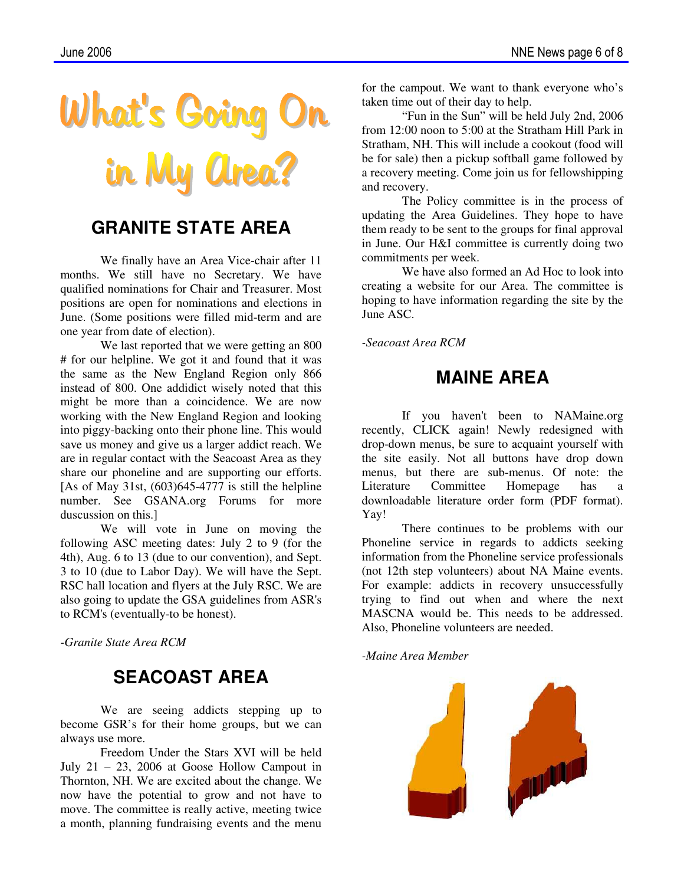# What's Going On in My Area?

## GRANITE STATE AREA

We finally have an Area Vice-chair after 11 months. We still have no Secretary. We have qualified nominations for Chair and Treasurer. Most positions are open for nominations and elections in June. (Some positions were filled mid-term and are one year from date of election).

We last reported that we were getting an 800 # for our helpline. We got it and found that it was the same as the New England Region only 866 instead of 800. One addidict wisely noted that this might be more than a coincidence. We are now working with the New England Region and looking into piggy-backing onto their phone line. This would save us money and give us a larger addict reach. We are in regular contact with the Seacoast Area as they share our phoneline and are supporting our efforts. [As of May 31st, (603)645-4777 is still the helpline number. See GSANA.org Forums for more duscussion on this.]

We will vote in June on moving the following ASC meeting dates: July 2 to 9 (for the 4th), Aug. 6 to 13 (due to our convention), and Sept. 3 to 10 (due to Labor Day). We will have the Sept. RSC hall location and flyers at the July RSC. We are also going to update the GSA guidelines from ASR's to RCM's (eventually-to be honest).

*-Granite State Area RCM*

## SEACOAST AREA

We are seeing addicts stepping up to become GSR's for their home groups, but we can always use more.

Freedom Under the Stars XVI will be held July 21 – 23, 2006 at Goose Hollow Campout in Thornton, NH. We are excited about the change. We now have the potential to grow and not have to move. The committee is really active, meeting twice a month, planning fundraising events and the menu for the campout. We want to thank everyone who's taken time out of their day to help.

"Fun in the Sun" will be held July 2nd, 2006 from 12:00 noon to 5:00 at the Stratham Hill Park in Stratham, NH. This will include a cookout (food will be for sale) then a pickup softball game followed by a recovery meeting. Come join us for fellowshipping and recovery.

The Policy committee is in the process of updating the Area Guidelines. They hope to have them ready to be sent to the groups for final approval in June. Our H&I committee is currently doing two commitments per week.

We have also formed an Ad Hoc to look into creating a website for our Area. The committee is hoping to have information regarding the site by the June ASC.

*-Seacoast Area RCM*

## MAINE AREA

If you haven't been to NAMaine.org recently, CLICK again! Newly redesigned with drop-down menus, be sure to acquaint yourself with the site easily. Not all buttons have drop down menus, but there are sub-menus. Of note: the Literature Committee Homepage has a downloadable literature order form (PDF format). Yay!

There continues to be problems with our Phoneline service in regards to addicts seeking information from the Phoneline service professionals (not 12th step volunteers) about NA Maine events. For example: addicts in recovery unsuccessfully trying to find out when and where the next MASCNA would be. This needs to be addressed. Also, Phoneline volunteers are needed.

*-Maine Area Member*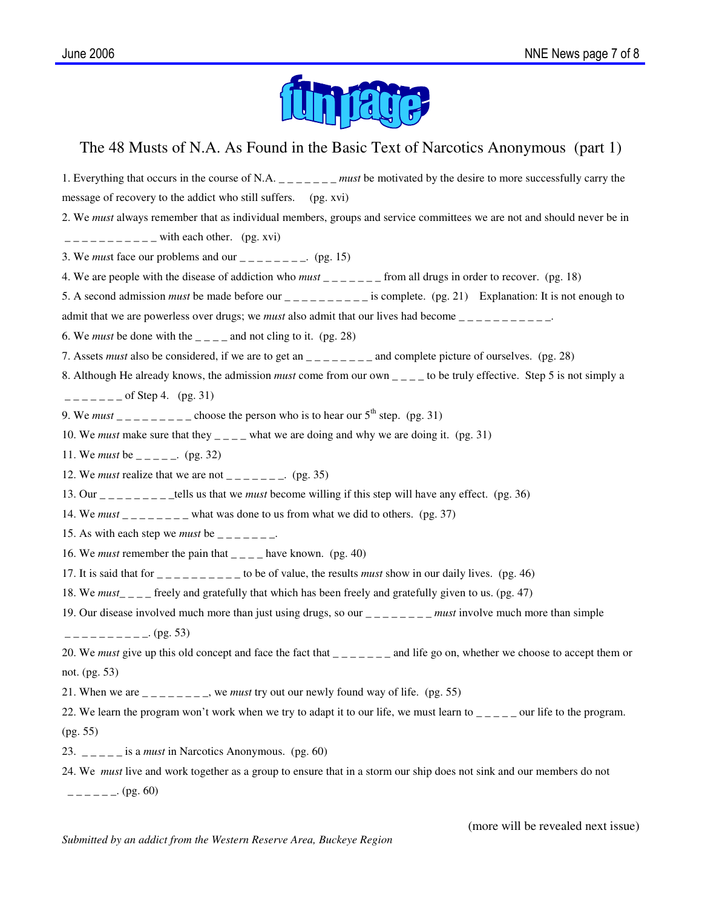fun page

# The 48 Musts of N.A. As Found in the Basic Text of Narcotics Anonymous (part 1)

1. Everything that occurs in the course of N.A. _ _ _ _ _ _ _ *must* be motivated by the desire to more successfully carry the message of recovery to the addict who still suffers. (pg. xvi)

2. We *must* always remember that as individual members, groups and service committees we are not and should never be in _ _ _ _ _ _ _ _ _ _ _ _ with each other. (pg. xvi)

3. We *must* face our problems and our _ _ _ _ _ _ _ _. (pg. 15)

4. We are people with the disease of addiction who *must* _ _ _ _ _ _ _ from all drugs in order to recover. (pg. 18)

5. A second admission *must* be made before our _ _ _ _ _ _ _ _ _ _ is complete. (pg. 21) Explanation: It is not enough to admit that we are powerless over drugs; we *must* also admit that our lives had become _ _ _ _ _ _ _ _ _ _ _ _.

6. We *must* be done with the _ _ _ _ and not cling to it. (pg. 28)

7. Assets *must* also be considered, if we are to get an _ _ _ _ _ _ _ _ and complete picture of ourselves. (pg. 28)

8. Although He already knows, the admission *must* come from our own _ _ _ _ to be truly effective. Step 5 is not simply a _ _ _ _ _ _ _ of Step 4. (pg. 31)

9. We *must* _ _ _ _ _ _ _ _ _ choose the person who is to hear our 5th step. (pg. 31)

10. We *must* make sure that they _ _ _ _ what we are doing and why we are doing it. (pg. 31)

11. We *must* be _ _ _ _ _. (pg. 32)

12. We *must* realize that we are not _ _ _ _ _ _ _. (pg. 35)

13. Our _ _ _ _ _ _ _ _ _tells us that we *must* become willing if this step will have any effect. (pg. 36)

14. We *must* _ _ _ _ _ _ _ _ what was done to us from what we did to others. (pg. 37)

15. As with each step we *must* be _ _ _ _ _ _ _.

16. We *must* remember the pain that _ _ _ _ have known. (pg. 40)

17. It is said that for _ _ _ _ _ _ _ _ _ _ to be of value, the results *must* show in our daily lives. (pg. 46)

18. We *must*_ _ _ _ freely and gratefully that which has been freely and gratefully given to us. (pg. 47)

19. Our disease involved much more than just using drugs, so our _ _ _ _ _ _ _ _ *must* involve much more than simple _ _ _ _ _ _ _ _ _ _. (pg. 53)

20. We *must* give up this old concept and face the fact that _ _ _ _ _ _ _ and life go on, whether we choose to accept them or not. (pg. 53)

21. When we are _ _ _ _ _ _ _ _, we *must* try out our newly found way of life. (pg. 55)

22. We learn the program won't work when we try to adapt it to our life, we must learn to _ _ _ _ _ our life to the program. (pg. 55)

23. _ _ _ _ _ is a *must* in Narcotics Anonymous. (pg. 60)

24. We *must* live and work together as a group to ensure that in a storm our ship does not sink and our members do not _ _ _ _ _ _. (pg. 60)

(more will be revealed next issue)

*Submitted by an addict from the Western Reserve Area, Buckeye Region*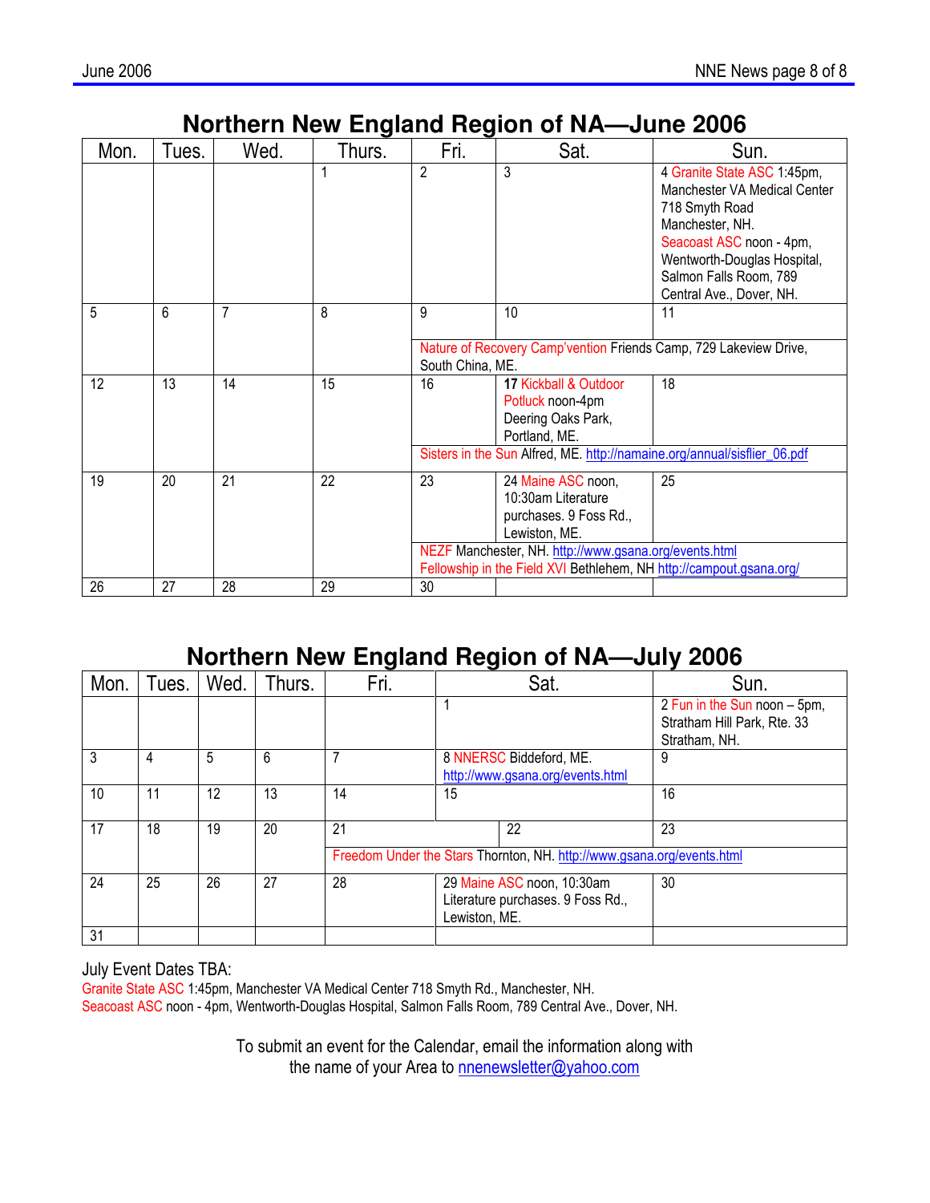## Northern New England Region of NA—June 2006

| Mon. | Tues. | Wed. | Thurs. | Fri. | Sat. | Sun. |
|---|---|---|---|---|---|---|
| | | | 1 | 2 | 3 | 4 Granite State ASC 1:45pm, Manchester VA Medical Center 718 Smyth Road Manchester, NH. Seacoast ASC noon - 4pm, Wentworth-Douglas Hospital, Salmon Falls Room, 789 Central Ave., Dover, NH. |
| 5 | 6 | 7 | 8 | 9 | 10 | 11 |
| | | | | Nature of Recovery Camp'vention Friends Camp, 729 Lakeview Drive, South China, ME. | | |
| 12 | 13 | 14 | 15 | 16 | **17** Kickball & Outdoor Potluck noon-4pm Deering Oaks Park, Portland, ME. | 18 |
| | | | | Sisters in the Sun Alfred, ME. http://namaine.org/annual/sisflier_06.pdf | | |
| 19 | 20 | 21 | 22 | 23 | 24 Maine ASC noon, 10:30am Literature purchases. 9 Foss Rd., Lewiston, ME. | 25 |
| | | | | NEZF Manchester, NH. http://www.gsana.org/events.html Fellowship in the Field XVI Bethlehem, NH http://campout.gsana.org/ | | |
| 26 | 27 | 28 | 29 | 30 | | |

## Northern New England Region of NA—July 2006

| Mon. | Tues. | Wed. | Thurs. | Fri. | Sat. | Sun. |
|---|---|---|---|---|---|---|
| | | | | | 1 | 2 Fun in the Sun noon – 5pm, Stratham Hill Park, Rte. 33 Stratham, NH. |
| 3 | 4 | 5 | 6 | 7 | 8 NNERSC Biddeford, ME. http://www.gsana.org/events.html | 9 |
| 10 | 11 | 12 | 13 | 14 | 15 | 16 |
| 17 | 18 | 19 | 20 | 21 | 22 | 23 |
| | | | | Freedom Under the Stars Thornton, NH. http://www.gsana.org/events.html | | |
| 24 | 25 | 26 | 27 | 28 | 29 Maine ASC noon, 10:30am Literature purchases. 9 Foss Rd., Lewiston, ME. | 30 |
| 31 | | | | | | |

July Event Dates TBA:
Granite State ASC 1:45pm, Manchester VA Medical Center 718 Smyth Rd., Manchester, NH.
Seacoast ASC noon - 4pm, Wentworth-Douglas Hospital, Salmon Falls Room, 789 Central Ave., Dover, NH.

To submit an event for the Calendar, email the information along with the name of your Area to nnenewsletter@yahoo.com